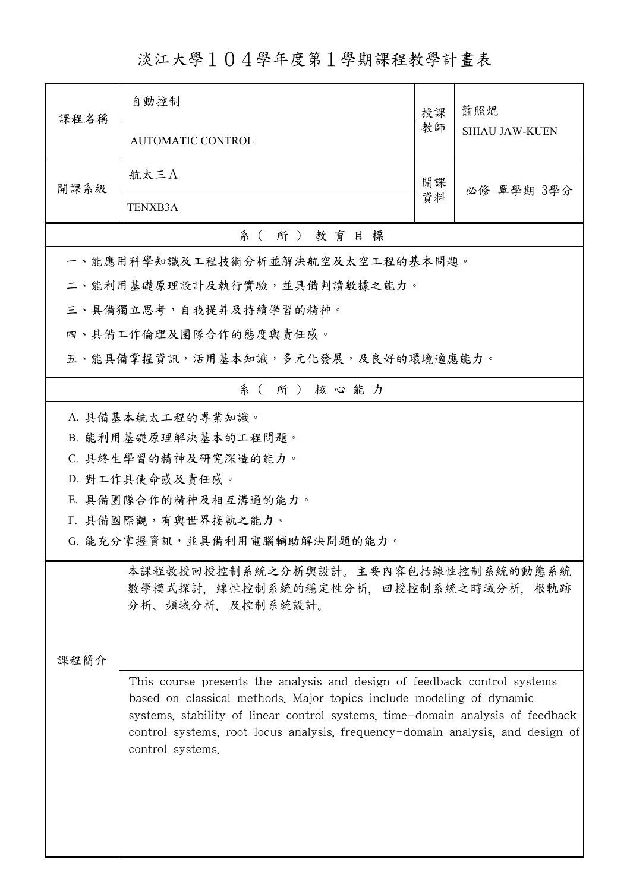# 淡江大學１０４學年度第１學期課程教學計畫表

| 課程名稱 | 自動控制<br>AUTOMATIC CONTROL | 授課教師 | 蕭照焜<br>SHIAU JAW-KUEN |
|---|---|---|---|
| 開課系級 | 航太三A<br>TENXB3A | 開課資料 | 必修 單學期 3學分 |

## 系（所）教育目標

一、能應用科學知識及工程技術分析並解決航空及太空工程的基本問題。

二、能利用基礎原理設計及執行實驗，並具備判讀數據之能力。

三、具備獨立思考，自我提昇及持續學習的精神。

四、具備工作倫理及團隊合作的態度與責任感。

五、能具備掌握資訊，活用基本知識，多元化發展，及良好的環境適應能力。

## 系（所）核心能力

A. 具備基本航太工程的專業知識。

B. 能利用基礎原理解決基本的工程問題。

C. 具終生學習的精神及研究深造的能力。

D. 對工作具使命感及責任感。

E. 具備團隊合作的精神及相互溝通的能力。

F. 具備國際觀，有與世界接軌之能力。

G. 能充分掌握資訊，並具備利用電腦輔助解決問題的能力。

## 課程簡介

本課程教授回授控制系統之分析與設計。主要內容包括線性控制系統的動態系統數學模式探討，線性控制系統的穩定性分析，回授控制系統之時域分析，根軌跡分析、頻域分析，及控制系統設計。

This course presents the analysis and design of feedback control systems based on classical methods. Major topics include modeling of dynamic systems, stability of linear control systems, time-domain analysis of feedback control systems, root locus analysis, frequency-domain analysis, and design of control systems.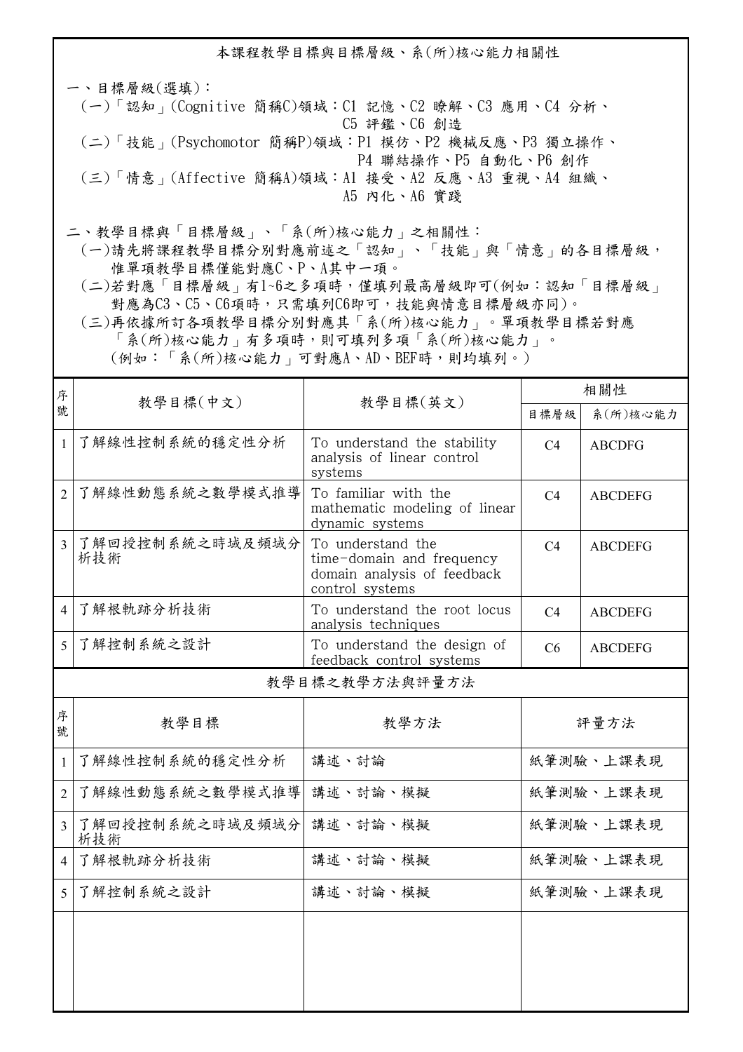## 本課程教學目標與目標層級、系(所)核心能力相關性

一、目標層級(選填)：

(一)「認知」(Cognitive 簡稱C)領域：C1 記憶、C2 瞭解、C3 應用、C4 分析、C5 評鑑、C6 創造

(二)「技能」(Psychomotor 簡稱P)領域：P1 模仿、P2 機械反應、P3 獨立操作、P4 聯結操作、P5 自動化、P6 創作

(三)「情意」(Affective 簡稱A)領域：A1 接受、A2 反應、A3 重視、A4 組織、A5 內化、A6 實踐

二、教學目標與「目標層級」、「系(所)核心能力」之相關性：

(一)請先將課程教學目標分別對應前述之「認知」、「技能」與「情意」的各目標層級，惟單項教學目標僅能對應C、P、A其中一項。

(二)若對應「目標層級」有1~6之多項時，僅填列最高層級即可(例如：認知「目標層級」對應為C3、C5、C6項時，只需填列C6即可，技能與情意目標層級亦同)。

(三)再依據所訂各項教學目標分別對應其「系(所)核心能力」。單項教學目標若對應「系(所)核心能力」有多項時，則可填列多項「系(所)核心能力」。(例如：「系(所)核心能力」可對應A、AD、BEF時，則均填列。)

| 序號 | 教學目標(中文) | 教學目標(英文) | 相關性 | |
|---|---|---|---|---|
| | | | 目標層級 | 系(所)核心能力 |
| 1 | 了解線性控制系統的穩定性分析 | To understand the stability analysis of linear control systems | C4 | ABCDFG |
| 2 | 了解線性動態系統之數學模式推導 | To familiar with the mathematic modeling of linear dynamic systems | C4 | ABCDEFG |
| 3 | 了解回授控制系統之時域及頻域分析技術 | To understand the time-domain and frequency domain analysis of feedback control systems | C4 | ABCDEFG |
| 4 | 了解根軌跡分析技術 | To understand the root locus analysis techniques | C4 | ABCDEFG |
| 5 | 了解控制系統之設計 | To understand the design of feedback control systems | C6 | ABCDEFG |

## 教學目標之教學方法與評量方法

| 序號 | 教學目標 | 教學方法 | 評量方法 |
|---|---|---|---|
| 1 | 了解線性控制系統的穩定性分析 | 講述、討論 | 紙筆測驗、上課表現 |
| 2 | 了解線性動態系統之數學模式推導 | 講述、討論、模擬 | 紙筆測驗、上課表現 |
| 3 | 了解回授控制系統之時域及頻域分析技術 | 講述、討論、模擬 | 紙筆測驗、上課表現 |
| 4 | 了解根軌跡分析技術 | 講述、討論、模擬 | 紙筆測驗、上課表現 |
| 5 | 了解控制系統之設計 | 講述、討論、模擬 | 紙筆測驗、上課表現 |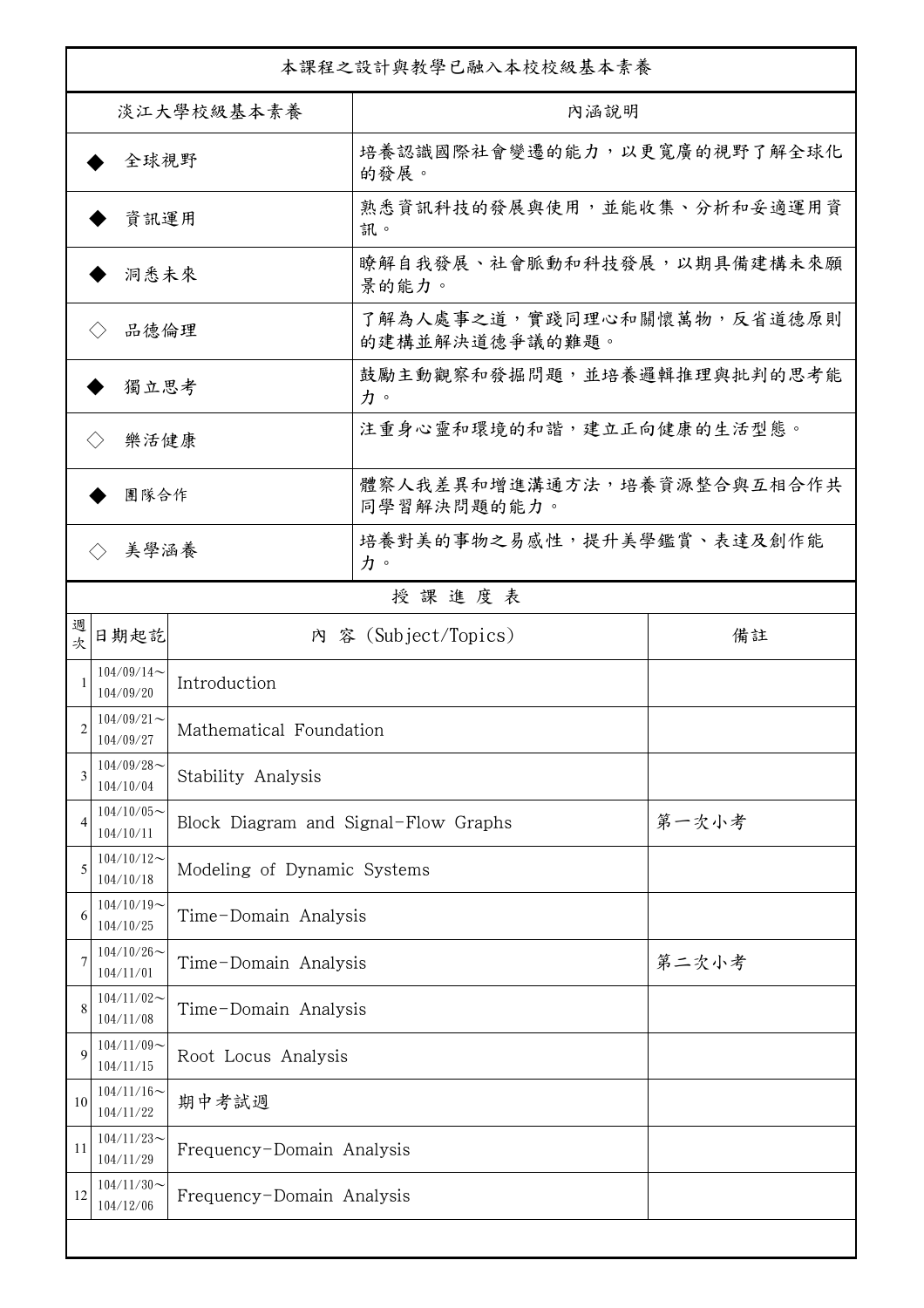本課程之設計與教學已融入本校校級基本素養

| 淡江大學校級基本素養 | 內涵說明 |
| --- | --- |
| ◆ 全球視野 | 培養認識國際社會變遷的能力，以更寬廣的視野了解全球化的發展。 |
| ◆ 資訊運用 | 熟悉資訊科技的發展與使用，並能收集、分析和妥適運用資訊。 |
| ◆ 洞悉未來 | 瞭解自我發展、社會脈動和科技發展，以期具備建構未來願景的能力。 |
| ◇ 品德倫理 | 了解為人處事之道，實踐同理心和關懷萬物，反省道德原則的建構並解決道德爭議的難題。 |
| ◆ 獨立思考 | 鼓勵主動觀察和發掘問題，並培養邏輯推理與批判的思考能力。 |
| ◇ 樂活健康 | 注重身心靈和環境的和諧，建立正向健康的生活型態。 |
| ◆ 團隊合作 | 體察人我差異和增進溝通方法，培養資源整合與互相合作共同學習解決問題的能力。 |
| ◇ 美學涵養 | 培養對美的事物之易感性，提升美學鑑賞、表達及創作能力。 |

授 課 進 度 表

| 週次 | 日期起訖 | 內 容 (Subject/Topics) | 備註 |
| --- | --- | --- | --- |
| 1 | 104/09/14～104/09/20 | Introduction | |
| 2 | 104/09/21～104/09/27 | Mathematical Foundation | |
| 3 | 104/09/28～104/10/04 | Stability Analysis | |
| 4 | 104/10/05～104/10/11 | Block Diagram and Signal-Flow Graphs | 第一次小考 |
| 5 | 104/10/12～104/10/18 | Modeling of Dynamic Systems | |
| 6 | 104/10/19～104/10/25 | Time-Domain Analysis | |
| 7 | 104/10/26～104/11/01 | Time-Domain Analysis | 第二次小考 |
| 8 | 104/11/02～104/11/08 | Time-Domain Analysis | |
| 9 | 104/11/09～104/11/15 | Root Locus Analysis | |
| 10 | 104/11/16～104/11/22 | 期中考試週 | |
| 11 | 104/11/23～104/11/29 | Frequency-Domain Analysis | |
| 12 | 104/11/30～104/12/06 | Frequency-Domain Analysis | |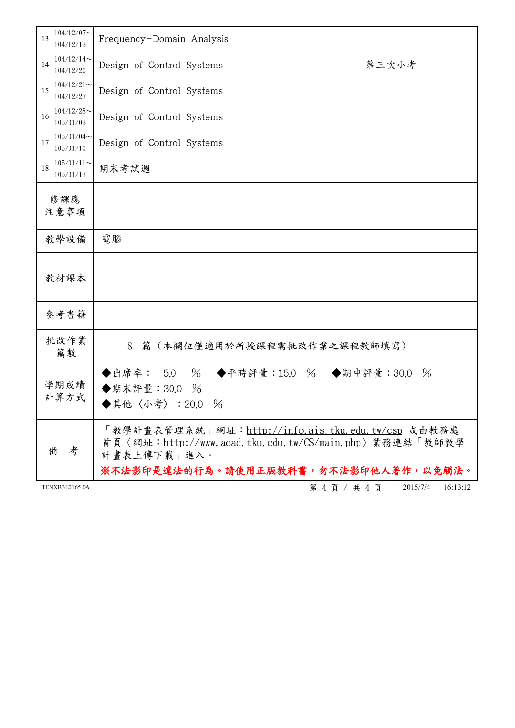| | | | |
|---|---|---|---|
| 13 | 104/12/07～104/12/13 | Frequency-Domain Analysis | |
| 14 | 104/12/14～104/12/20 | Design of Control Systems | 第三次小考 |
| 15 | 104/12/21～104/12/27 | Design of Control Systems | |
| 16 | 104/12/28～105/01/03 | Design of Control Systems | |
| 17 | 105/01/04～105/01/10 | Design of Control Systems | |
| 18 | 105/01/11～105/01/17 | 期末考試週 | |

| | |
|---|---|
| 修課應注意事項 | |
| 教學設備 | 電腦 |
| 教材課本 | |
| 參考書籍 | |
| 批改作業篇數 | 8 篇（本欄位僅適用於所授課程需批改作業之課程教師填寫） |
| 學期成績計算方式 | ◆出席率： 5.0 %　◆平時評量：15.0 %　◆期中評量：30.0 %<br>◆期末評量：30.0 %<br>◆其他〈小考〉：20.0 % |
| 備　考 | 「教學計畫表管理系統」網址：http://info.ais.tku.edu.tw/csp 或由教務處首頁〈網址：http://www.acad.tku.edu.tw/CS/main.php〉業務連結「教師教學計畫表上傳下載」進入。<br>**※不法影印是違法的行為。請使用正版教科書，勿不法影印他人著作，以免觸法。** |

TENXB3E0165 0A　　2015/7/4　16:13:12